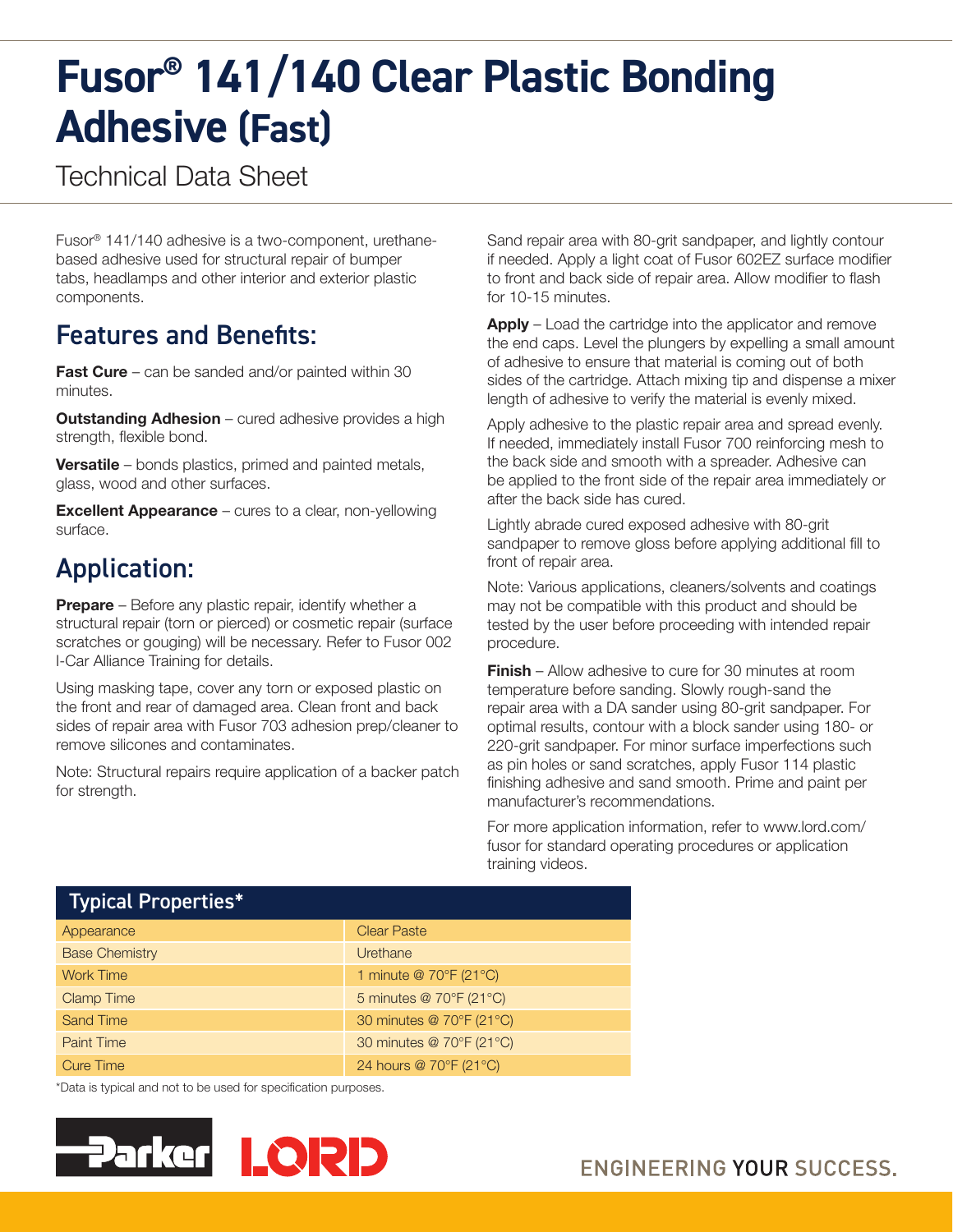# Fusor® 141/140 Clear Plastic Bonding Adhesive (Fast)

Technical Data Sheet

Fusor® 141/140 adhesive is a two-component, urethane-based adhesive used for structural repair of bumper tabs, headlamps and other interior and exterior plastic components.

## Features and Benefits:

**Fast Cure** – can be sanded and/or painted within 30 minutes.

**Outstanding Adhesion** – cured adhesive provides a high strength, flexible bond.

**Versatile** – bonds plastics, primed and painted metals, glass, wood and other surfaces.

**Excellent Appearance** – cures to a clear, non-yellowing surface.

## Application:

**Prepare** – Before any plastic repair, identify whether a structural repair (torn or pierced) or cosmetic repair (surface scratches or gouging) will be necessary. Refer to Fusor 002 I-Car Alliance Training for details.

Using masking tape, cover any torn or exposed plastic on the front and rear of damaged area. Clean front and back sides of repair area with Fusor 703 adhesion prep/cleaner to remove silicones and contaminates.

Note: Structural repairs require application of a backer patch for strength.

Sand repair area with 80-grit sandpaper, and lightly contour if needed. Apply a light coat of Fusor 602EZ surface modifier to front and back side of repair area. Allow modifier to flash for 10-15 minutes.

**Apply** – Load the cartridge into the applicator and remove the end caps. Level the plungers by expelling a small amount of adhesive to ensure that material is coming out of both sides of the cartridge. Attach mixing tip and dispense a mixer length of adhesive to verify the material is evenly mixed.

Apply adhesive to the plastic repair area and spread evenly. If needed, immediately install Fusor 700 reinforcing mesh to the back side and smooth with a spreader. Adhesive can be applied to the front side of the repair area immediately or after the back side has cured.

Lightly abrade cured exposed adhesive with 80-grit sandpaper to remove gloss before applying additional fill to front of repair area.

Note: Various applications, cleaners/solvents and coatings may not be compatible with this product and should be tested by the user before proceeding with intended repair procedure.

**Finish** – Allow adhesive to cure for 30 minutes at room temperature before sanding. Slowly rough-sand the repair area with a DA sander using 80-grit sandpaper. For optimal results, contour with a block sander using 180- or 220-grit sandpaper. For minor surface imperfections such as pin holes or sand scratches, apply Fusor 114 plastic finishing adhesive and sand smooth. Prime and paint per manufacturer's recommendations.

For more application information, refer to www.lord.com/fusor for standard operating procedures or application training videos.

| Typical Properties* | |
|---|---|
| Appearance | Clear Paste |
| Base Chemistry | Urethane |
| Work Time | 1 minute @ 70°F (21°C) |
| Clamp Time | 5 minutes @ 70°F (21°C) |
| Sand Time | 30 minutes @ 70°F (21°C) |
| Paint Time | 30 minutes @ 70°F (21°C) |
| Cure Time | 24 hours @ 70°F (21°C) |

*Data is typical and not to be used for specification purposes.

Parker LORD

ENGINEERING YOUR SUCCESS.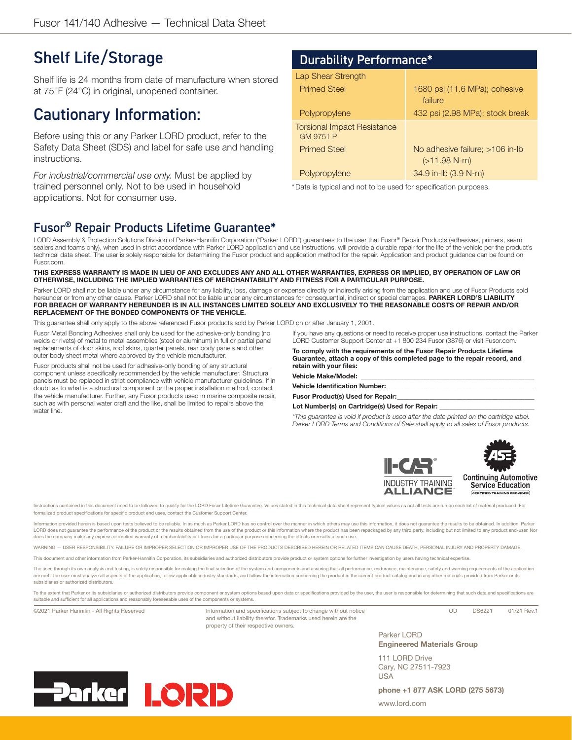## Shelf Life/Storage

Shelf life is 24 months from date of manufacture when stored at 75°F (24°C) in original, unopened container.

## Cautionary Information:

Before using this or any Parker LORD product, refer to the Safety Data Sheet (SDS) and label for safe use and handling instructions.

*For industrial/commercial use only.* Must be applied by trained personnel only. Not to be used in household applications. Not for consumer use.

## Durability Performance*

| | |
|---|---|
| Lap Shear Strength | |
| Primed Steel | 1680 psi (11.6 MPa); cohesive failure |
| Polypropylene | 432 psi (2.98 MPa); stock break |
| Torsional Impact Resistance GM 9751 P | |
| Primed Steel | No adhesive failure; >106 in-lb (>11.98 N-m) |
| Polypropylene | 34.9 in-lb (3.9 N-m) |

*Data is typical and not to be used for specification purposes.

## Fusor® Repair Products Lifetime Guarantee*

LORD Assembly & Protection Solutions Division of Parker-Hannifin Corporation ("Parker LORD") guarantees to the user that Fusor® Repair Products (adhesives, primers, seam sealers and foams only), when used in strict accordance with Parker LORD application and use instructions, will provide a durable repair for the life of the vehicle per the product's technical data sheet. The user is solely responsible for determining the Fusor product and application method for the repair. Application and product guidance can be found on Fusor.com.

**THIS EXPRESS WARRANTY IS MADE IN LIEU OF AND EXCLUDES ANY AND ALL OTHER WARRANTIES, EXPRESS OR IMPLIED, BY OPERATION OF LAW OR OTHERWISE, INCLUDING THE IMPLIED WARRANTIES OF MERCHANTABILITY AND FITNESS FOR A PARTICULAR PURPOSE.**

Parker LORD shall not be liable under any circumstance for any liability, loss, damage or expense directly or indirectly arising from the application and use of Fusor Products sold hereunder or from any other cause. Parker LORD shall not be liable under any circumstances for consequential, indirect or special damages. **PARKER LORD'S LIABILITY FOR BREACH OF WARRANTY HEREUNDER IS IN ALL INSTANCES LIMITED SOLELY AND EXCLUSIVELY TO THE REASONABLE COSTS OF REPAIR AND/OR REPLACEMENT OF THE BONDED COMPONENTS OF THE VEHICLE.**

This guarantee shall only apply to the above referenced Fusor products sold by Parker LORD on or after January 1, 2001.

Fusor Metal Bonding Adhesives shall only be used for the adhesive-only bonding (no welds or rivets) of metal to metal assemblies (steel or aluminum) in full or partial panel replacements of door skins, roof skins, quarter panels, rear body panels and other outer body sheet metal where approved by the vehicle manufacturer.

Fusor products shall not be used for adhesive-only bonding of any structural component unless specifically recommended by the vehicle manufacturer. Structural panels must be replaced in strict compliance with vehicle manufacturer guidelines. If in doubt as to what is a structural component or the proper installation method, contact the vehicle manufacturer. Further, any Fusor products used in marine composite repair, such as with personal water craft and the like, shall be limited to repairs above the water line.

If you have any questions or need to receive proper use instructions, contact the Parker LORD Customer Support Center at +1 800 234 Fusor (3876) or visit Fusor.com.

**To comply with the requirements of the Fusor Repair Products Lifetime Guarantee, attach a copy of this completed page to the repair record, and retain with your files:**

**Vehicle Make/Model:** ____________________

**Vehicle Identification Number:** ____________________

**Fusor Product(s) Used for Repair:** ____________________

**Lot Number(s) on Cartridge(s) Used for Repair:** ____________________

*\*This guarantee is void if product is used after the date printed on the cartridge label. Parker LORD Terms and Conditions of Sale shall apply to all sales of Fusor products.*

I-CAR® INDUSTRY TRAINING ALLIANCE

ASE Continuing Automotive Service Education CERTIFIED TRAINING PROVIDER

Instructions contained in this document need to be followed to qualify for the LORD Fusor Lifetime Guarantee. Values stated in this technical data sheet represent typical values as not all tests are run on each lot of material produced. For formalized product specifications for specific product end uses, contact the Customer Support Center.

Information provided herein is based upon tests believed to be reliable. In as much as Parker LORD has no control over the manner in which others may use this information, it does not guarantee the results to be obtained. In addition, Parker LORD does not guarantee the performance of the product or the results obtained from the use of the product or this information where the product has been repackaged by any third party, including but not limited to any product end-user. Nor does the company make any express or implied warranty of merchantability or fitness for a particular purpose concerning the effects or results of such use.

WARNING — USER RESPONSIBILITY. FAILURE OR IMPROPER SELECTION OR IMPROPER USE OF THE PRODUCTS DESCRIBED HEREIN OR RELATED ITEMS CAN CAUSE DEATH, PERSONAL INJURY AND PROPERTY DAMAGE.

This document and other information from Parker-Hannifin Corporation, its subsidiaries and authorized distributors provide product or system options for further investigation by users having technical expertise.

The user, through its own analysis and testing, is solely responsible for making the final selection of the system and components and assuring that all performance, endurance, maintenance, safety and warning requirements of the application are met. The user must analyze all aspects of the application, follow applicable industry standards, and follow the information concerning the product in the current product catalog and in any other materials provided from Parker or its subsidiaries or authorized distributors.

To the extent that Parker or its subsidiaries or authorized distributors provide component or system options based upon data or specifications provided by the user, the user is responsible for determining that such data and specifications are suitable and sufficient for all applications and reasonably foreseeable uses of the components or systems.

©2021 Parker Hannifin - All Rights Reserved

Information and specifications subject to change without notice and without liability therefor. Trademarks used herein are the property of their respective owners.

OD DS6221 01/21 Rev.1

Parker LORD
**Engineered Materials Group**

111 LORD Drive
Cary, NC 27511-7923
USA

**phone +1 877 ASK LORD (275 5673)**

www.lord.com